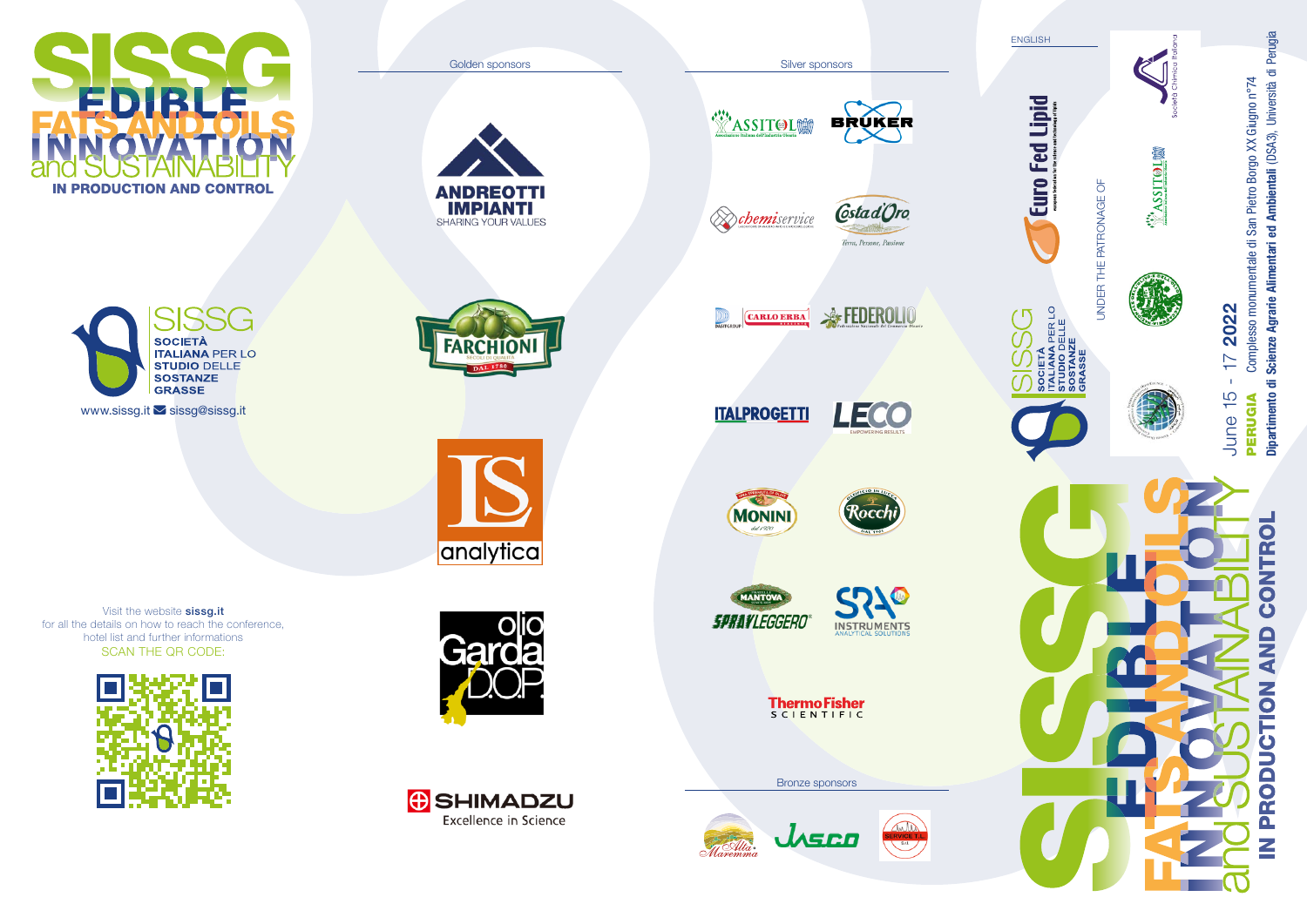# SISSG

## EDIBLE FATS AND OILS INNOVATION and SUSTAINABILITY

### IN PRODUCTION AND CONTROL

SISSG
**SOCIETÀ ITALIANA** PER LO **STUDIO** DELLE **SOSTANZE GRASSE**

www.sissg.it sissg@sissg.it

Visit the website **sissg.it**
for all the details on how to reach the conference,
hotel list and further informations
SCAN THE QR CODE:

Golden sponsors

ANDREOTTI IMPIANTI – SHARING YOUR VALUES

FARCHIONI – SECOLI DI QUALITÀ – DAL 1780

LS analytica

olio Garda D.O.P.

SHIMADZU – Excellence in Science

Silver sponsors

ASSITOL – Associazione Italiana dell'Industria Olearia

BRUKER

chemiservice

Costa d'Oro – Terra, Persone, Passione

DANI GROUP – CARLO ERBA Reagents

FEDEROLIO – Federazione Nazionale del Commercio Oleario

ITALPROGETTI

LECO – EMPOWERING RESULTS

MONINI – dal 1920

Oleificio in Lucca Rocchi – dal 1901

MANTOVA – SPRAY LEGGERO

SRA INSTRUMENTS – ANALYTICAL SOLUTIONS

ThermoFisher SCIENTIFIC

Bronze sponsors

Alta Maremma

JASCO

SERVICE T.L. S.r.l.

ENGLISH

Euro Fed Lipid – European Federation for the science and technology of lipids

SISSG – SOCIETÀ ITALIANA PER LO STUDIO DELLE SOSTANZE GRASSE

UNDER THE PATRONAGE OF

Società Chimica Italiana

ASSITOL

# SISSG EDIBLE FATS AND OILS INNOVATION and SUSTAINABILITY IN PRODUCTION AND CONTROL

June 15 - 17 **2022**

**PERUGIA** Complesso monumentale di San Pietro Borgo XX Giugno n°74

**Dipartimento di Scienze Agrarie Alimentari ed Ambientali** (DSA3), Università di Perugia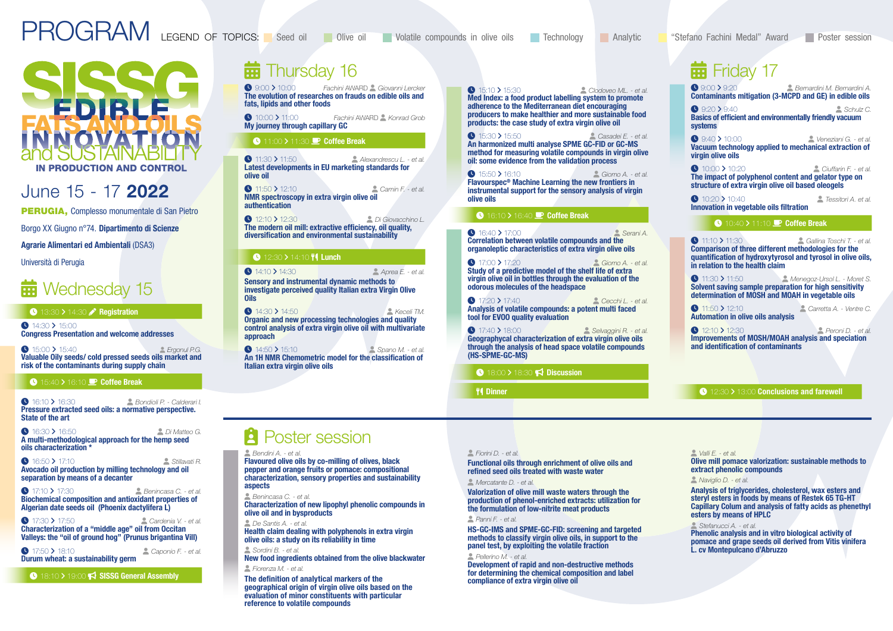# PROGRAM

LEGEND OF TOPICS: Seed oil | Olive oil | Volatile compounds in olive oils | Technology | Analytic | "Stefano Fachini Medal" Award | Poster session

**SISSG**
**EDIBLE FATS AND OILS INNOVATION and SUSTAINABILITY**
**IN PRODUCTION AND CONTROL**

June 15 - 17 **2022**

**PERUGIA,** Complesso monumentale di San Pietro

Borgo XX Giugno n°74. **Dipartimento di Scienze Agrarie Alimentari ed Ambientali** (DSA3)

Università di Perugia

## Wednesday 15

**13:30 > 14:30 Registration**

14:30 > 15:00
**Congress Presentation and welcome addresses**

15:00 > 15:40 — *Ergonul P.G.*
**Valuable Oily seeds/ cold pressed seeds oils market and risk of the contaminants during supply chain**

**15:40 > 16:10 Coffee Break**

16:10 > 16:30 — *Bondioli P. - Calderari I.*
**Pressure extracted seed oils: a normative perspective. State of the art**

16:30 > 16:50 — *Di Matteo G.*
**A multi-methodological approach for the hemp seed oils characterization \***

16:50 > 17:10 — *Stillavati R.*
**Avocado oil production by milling technology and oil separation by means of a decanter**

17:10 > 17:30 — *Benincasa C. - et al.*
**Biochemical composition and antioxidant properties of Algerian date seeds oil (Phoenix dactylifera L)**

17:30 > 17:50 — *Cardenia V. - et al.*
**Characterization of a "middle age" oil from Occitan Valleys: the "oil of ground hog" (Prunus brigantina Vill)**

17:50 > 18:10 — *Caponio F. - et al.*
**Durum wheat: a sustainability germ**

**18:10 > 19:00 SISSG General Assembly**

## Thursday 16

9:00 > 10:00 — Fachini AWARD — *Giovanni Lercker*
**The evolution of researches on frauds on edible oils and fats, lipids and other foods**

10:00 > 11:00 — Fachini AWARD — *Konrad Grob*
**My journey through capillary GC**

**11:00 > 11:30 Coffee Break**

11:30 > 11:50 — *Alexandrescu L. - et al.*
**Latest developments in EU marketing standards for olive oil**

11:50 > 12:10 — *Camin F. - et al.*
**NMR spectroscopy in extra virgin olive oil authentication**

12:10 > 12:30 — *Di Giovacchino L.*
**The modern oil mill: extractive efficiency, oil quality, diversification and environmental sustainability**

**12:30 > 14:10 Lunch**

14:10 > 14:30 — *Aprea E. - et al.*
**Sensory and instrumental dynamic methods to investigate perceived quality Italian extra Virgin Olive Oils**

14:30 > 14:50 — *Keceli TM.*
**Organic and new processing technologies and quality control analysis of extra virgin olive oil with multivariate approach**

14:50 > 15:10 — *Spano M. - et al.*
**An 1H NMR Chemometric model for the classification of Italian extra virgin olive oils**

15:10 > 15:30 — *Clodoveo ML. - et al.*
**Med Index: a food product labelling system to promote adherence to the Mediterranean diet encouraging producers to make healthier and more sustainable food products: the case study of extra virgin olive oil**

15:30 > 15:50 — *Casadei E. - et al.*
**An harmonized multi analyse SPME GC-FID or GC-MS method for measuring volatile compounds in virgin olive oil: some evidence from the validation process**

15:50 > 16:10 — *Giomo A. - et al.*
**Flavourspec® Machine Learning the new frontiers in instrumental support for the sensory analysis of virgin olive oils**

**16:10 > 16:40 Coffee Break**

16:40 > 17:00 — *Serani A.*
**Correlation between volatile compounds and the organoleptic characteristics of extra virgin olive oils**

17:00 > 17:20 — *Giomo A. - et al.*
**Study of a predictive model of the shelf life of extra virgin olive oil in bottles through the evaluation of the odorous molecules of the headspace**

17:20 > 17:40 — *Cecchi L. - et al.*
**Analysis of volatile compounds: a potent multi faced tool for EVOO quality evaluation**

17:40 > 18:00 — *Selvaggini R. - et al.*
**Geographycal characterization of extra virgin olive oils through the analysis of head space volatile compounds (HS-SPME-GC-MS)**

**18:00 > 18:30 Discussion**

**Dinner**

## Friday 17

9:00 > 9:20 — *Bernardini M. Bernardini A.*
**Contaminants mitigation (3-MCPD and GE) in edible oils**

9:20 > 9:40 — *Schulz C.*
**Basics of efficient and environmentally friendly vacuum systems**

9:40 > 10:00 — *Veneziani G. - et al.*
**Vacuum technology applied to mechanical extraction of virgin olive oils**

10:00 > 10:20 — *Ciuffarin F. - et al.*
**The impact of polyphenol content and gelator type on structure of extra virgin olive oil based oleogels**

10:20 > 10:40 — *Tessitori A. et al.*
**Innovation in vegetable oils filtration**

**10:40 > 11:10 Coffee Break**

11:10 > 11:30 — *Gallina Toschi T. - et al.*
**Comparison of three different methodologies for the quantification of hydroxytyrosol and tyrosol in olive oils, in relation to the health claim**

11:30 > 11:50 — *Menegoz-Ursol L. - Moret S.*
**Solvent saving sample preparation for high sensitivity determination of MOSH and MOAH in vegetable oils**

11:50 > 12:10 — *Carretta A. - Ventre C.*
**Automation in olive oils analysis**

12:10 > 12:30 — *Peroni D. - et al.*
**Improvements of MOSH/MOAH analysis and speciation and identification of contaminants**

**12:30 > 13:00 Conclusions and farewell**

## Poster session

*Bendini A. - et al.*
**Flavoured olive oils by co-milling of olives, black pepper and orange fruits or pomace: compositional characterization, sensory properties and sustainability aspects**

*Benincasa C. - et al.*
**Characterization of new lipophyl phenolic compounds in olive oil and in bysproducts**

*De Santis A. - et al.*
**Health claim dealing with polyphenols in extra virgin olive oils: a study on its reliability in time**

*Sordini B. - et al.*
**New food ingredients obtained from the olive blackwater**

*Fiorenza M. - et al.*
**The definition of analytical markers of the geographical origin of virgin olive oils based on the evaluation of minor constituents with particular reference to volatile compounds**

*Fiorini D. - et al.*
**Functional oils through enrichment of olive oils and refined seed oils treated with waste water**

*Mercatante D. - et al.*
**Valorization of olive mill waste waters through the production of phenol-enriched extracts: utilization for the formulation of low-nitrite meat products**

*Panni F. - et al.*
**HS-GC-IMS and SPME-GC-FID: screening and targeted methods to classify virgin olive oils, in support to the panel test, by exploiting the volatile fraction**

*Pellerino M. - et al.*
**Development of rapid and non-destructive methods for determining the chemical composition and label compliance of extra virgin olive oil**

*Valli E. - et al.*
**Olive mill pomace valorization: sustainable methods to extract phenolic compounds**

*Naviglio D. - et al.*
**Analysis of triglycerides, cholesterol, wax esters and steryl esters in foods by means of Restek 65 TG-HT Capillary Colum and analysis of fatty acids as phenethyl esters by means of HPLC**

*Stefanucci A. - et al.*
**Phenolic analysis and in vitro biological activity of pomace and grape seeds oil derived from Vitis vinifera L. cv Montepulcano d'Abruzzo**